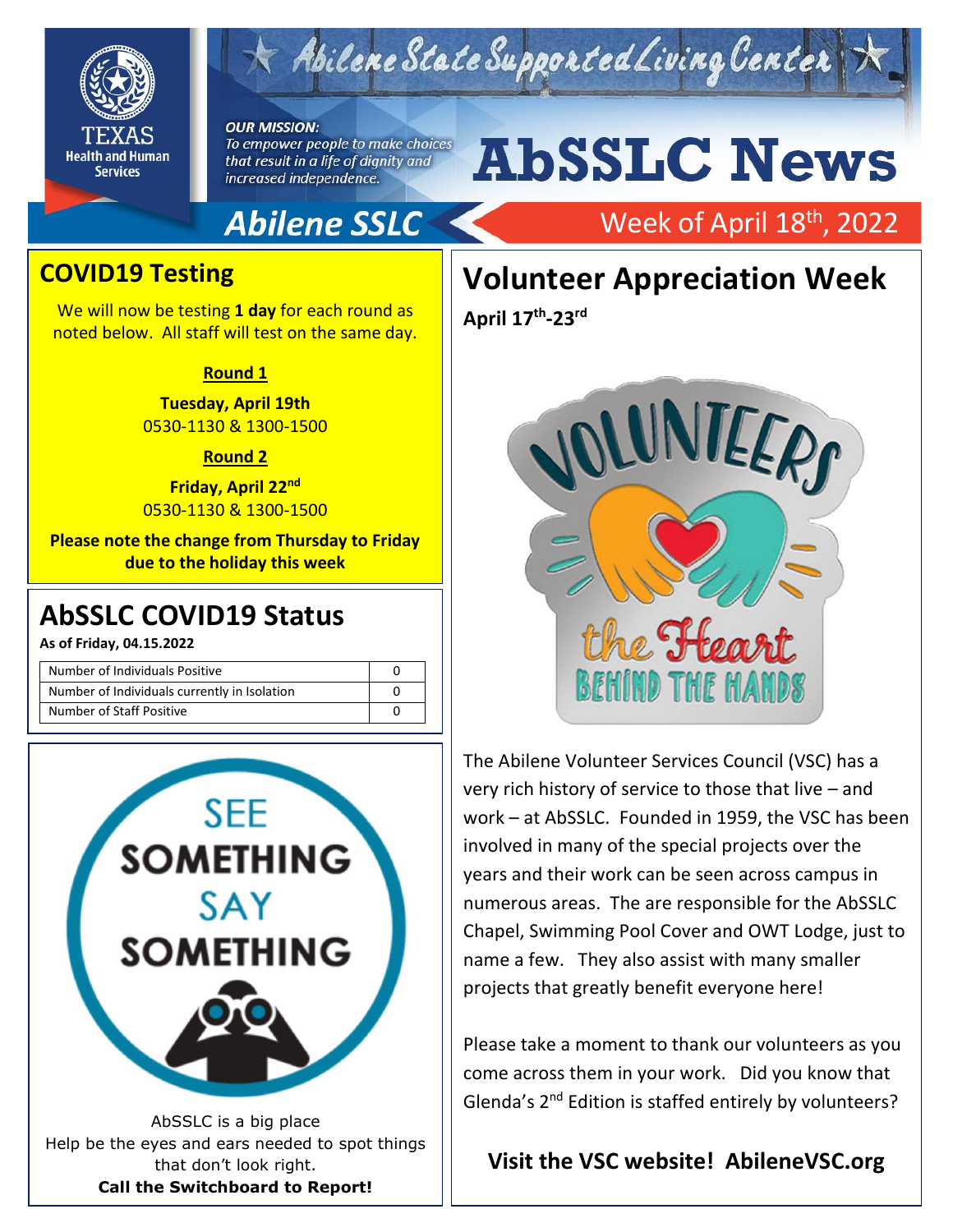# AbSSLC News

Abilene State Supported Living Center

***OUR MISSION:***
*To empower people to make choices that result in a life of dignity and increased independence.*

**Abilene SSLC**

Week of April 18th, 2022

## COVID19 Testing

We will now be testing **1 day** for each round as noted below. All staff will test on the same day.

**Round 1**

**Tuesday, April 19th**
0530-1130 & 1300-1500

**Round 2**

**Friday, April 22nd**
0530-1130 & 1300-1500

**Please note the change from Thursday to Friday due to the holiday this week**

## AbSSLC COVID19 Status

**As of Friday, 04.15.2022**

| | |
|---|---|
| Number of Individuals Positive | 0 |
| Number of Individuals currently in Isolation | 0 |
| Number of Staff Positive | 0 |

SEE SOMETHING SAY SOMETHING

AbSSLC is a big place
Help be the eyes and ears needed to spot things that don't look right.
**Call the Switchboard to Report!**

## Volunteer Appreciation Week

**April 17th-23rd**

VOLUNTEERS the Heart BEHIND THE HANDS

The Abilene Volunteer Services Council (VSC) has a very rich history of service to those that live – and work – at AbSSLC. Founded in 1959, the VSC has been involved in many of the special projects over the years and their work can be seen across campus in numerous areas. The are responsible for the AbSSLC Chapel, Swimming Pool Cover and OWT Lodge, just to name a few. They also assist with many smaller projects that greatly benefit everyone here!

Please take a moment to thank our volunteers as you come across them in your work. Did you know that Glenda's 2nd Edition is staffed entirely by volunteers?

**Visit the VSC website! AbileneVSC.org**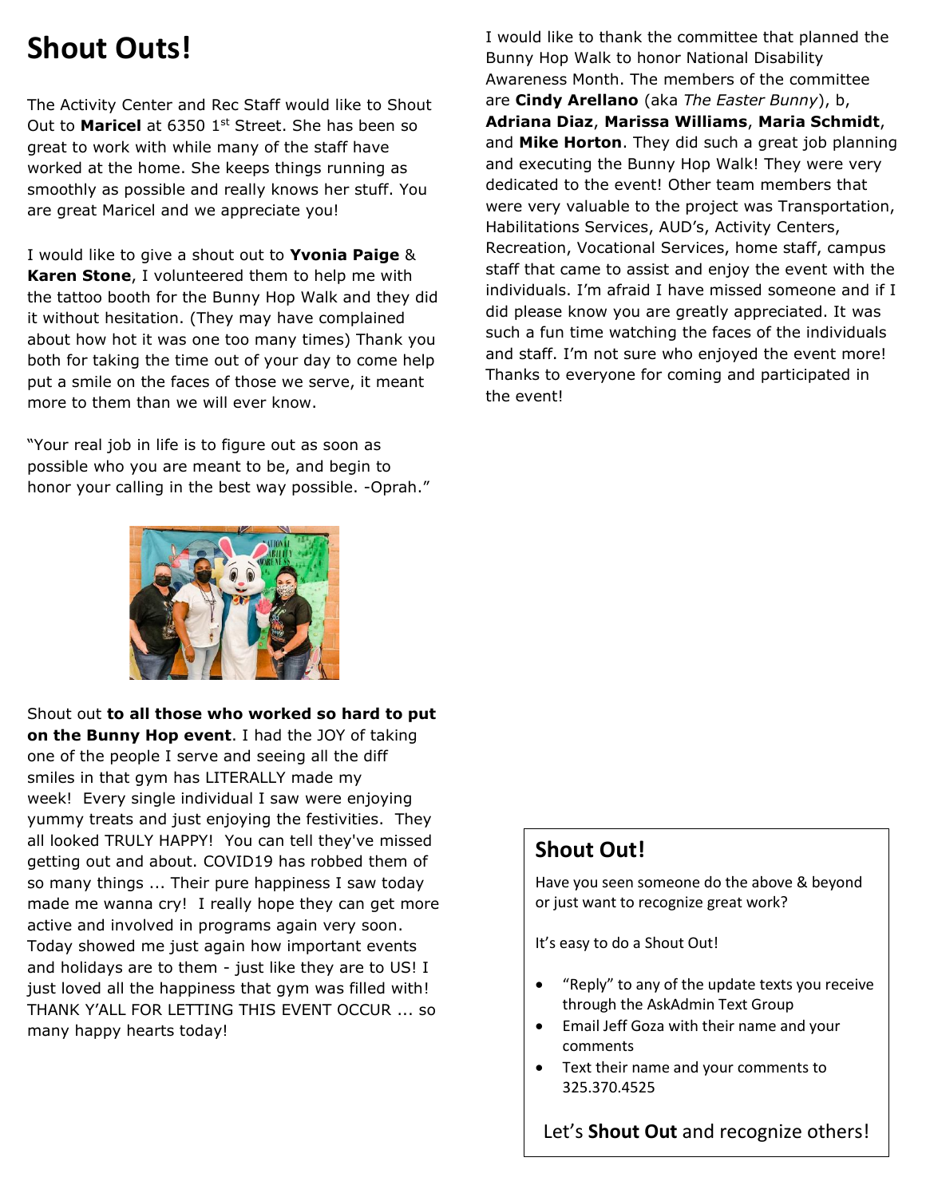# Shout Outs!

The Activity Center and Rec Staff would like to Shout Out to **Maricel** at 6350 1st Street. She has been so great to work with while many of the staff have worked at the home. She keeps things running as smoothly as possible and really knows her stuff. You are great Maricel and we appreciate you!

I would like to give a shout out to **Yvonia Paige** & **Karen Stone**, I volunteered them to help me with the tattoo booth for the Bunny Hop Walk and they did it without hesitation. (They may have complained about how hot it was one too many times) Thank you both for taking the time out of your day to come help put a smile on the faces of those we serve, it meant more to them than we will ever know.

"Your real job in life is to figure out as soon as possible who you are meant to be, and begin to honor your calling in the best way possible. -Oprah."

Shout out **to all those who worked so hard to put on the Bunny Hop event**. I had the JOY of taking one of the people I serve and seeing all the diff smiles in that gym has LITERALLY made my week! Every single individual I saw were enjoying yummy treats and just enjoying the festivities. They all looked TRULY HAPPY! You can tell they've missed getting out and about. COVID19 has robbed them of so many things ... Their pure happiness I saw today made me wanna cry! I really hope they can get more active and involved in programs again very soon. Today showed me just again how important events and holidays are to them - just like they are to US! I just loved all the happiness that gym was filled with! THANK Y'ALL FOR LETTING THIS EVENT OCCUR ... so many happy hearts today!

I would like to thank the committee that planned the Bunny Hop Walk to honor National Disability Awareness Month. The members of the committee are **Cindy Arellano** (aka *The Easter Bunny*), b, **Adriana Diaz**, **Marissa Williams**, **Maria Schmidt**, and **Mike Horton**. They did such a great job planning and executing the Bunny Hop Walk! They were very dedicated to the event! Other team members that were very valuable to the project was Transportation, Habilitations Services, AUD's, Activity Centers, Recreation, Vocational Services, home staff, campus staff that came to assist and enjoy the event with the individuals. I'm afraid I have missed someone and if I did please know you are greatly appreciated. It was such a fun time watching the faces of the individuals and staff. I'm not sure who enjoyed the event more! Thanks to everyone for coming and participated in the event!

## Shout Out!

Have you seen someone do the above & beyond or just want to recognize great work?

It's easy to do a Shout Out!

- "Reply" to any of the update texts you receive through the AskAdmin Text Group
- Email Jeff Goza with their name and your comments
- Text their name and your comments to 325.370.4525

Let's **Shout Out** and recognize others!